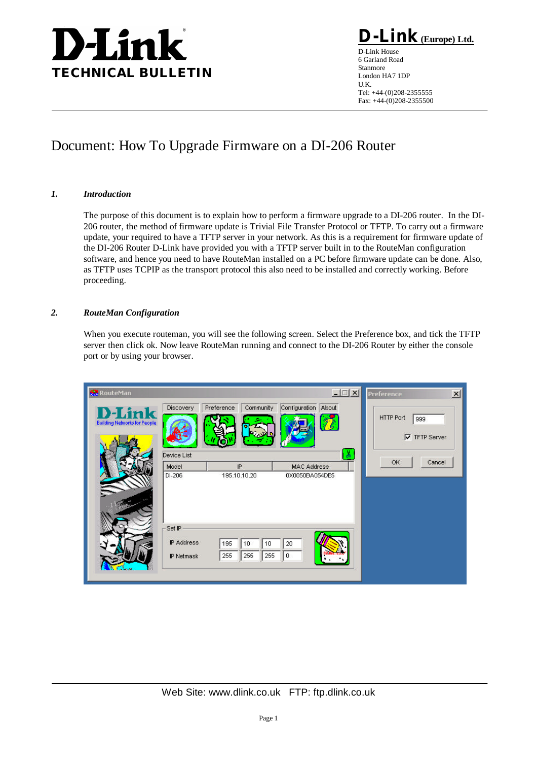# D-Link TECHNICAL BULLETIN

**D-Link (Europe) Ltd.**
D-Link House
6 Garland Road
Stanmore
London HA7 1DP
U.K.
Tel: +44-(0)208-2355555
Fax: +44-(0)208-2355500

# Document: How To Upgrade Firmware on a DI-206 Router

## *1. Introduction*

The purpose of this document is to explain how to perform a firmware upgrade to a DI-206 router. In the DI-206 router, the method of firmware update is Trivial File Transfer Protocol or TFTP. To carry out a firmware update, your required to have a TFTP server in your network. As this is a requirement for firmware update of the DI-206 Router D-Link have provided you with a TFTP server built in to the RouteMan configuration software, and hence you need to have RouteMan installed on a PC before firmware update can be done. Also, as TFTP uses TCPIP as the transport protocol this also need to be installed and correctly working. Before proceeding.

## *2. RouteMan Configuration*

When you execute routeman, you will see the following screen. Select the Preference box, and tick the TFTP server then click ok. Now leave RouteMan running and connect to the DI-206 Router by either the console port or by using your browser.

Web Site: www.dlink.co.uk FTP: ftp.dlink.co.uk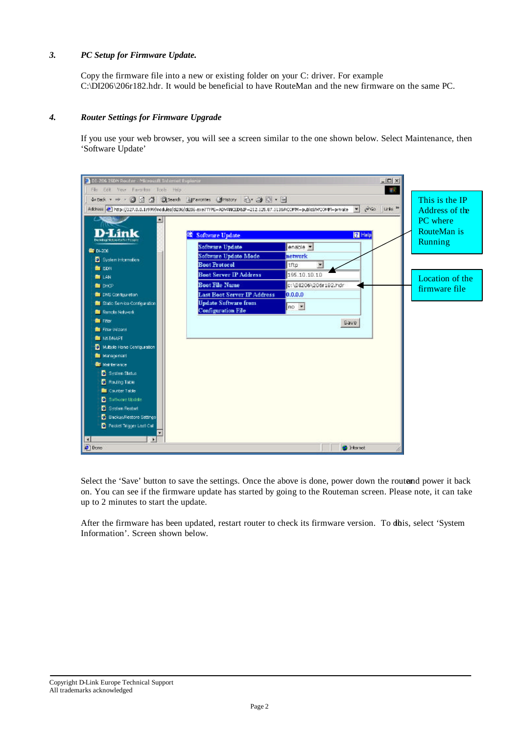### 3. *PC Setup for Firmware Update.*

Copy the firmware file into a new or existing folder on your C: driver. For example C:\DI206\206r182.hdr. It would be beneficial to have RouteMan and the new firmware on the same PC.

### 4. *Router Settings for Firmware Upgrade*

If you use your web browser, you will see a screen similar to the one shown below. Select Maintenance, then 'Software Update'

| Software Update | |
|---|---|
| Software Update | enable |
| Software Update Mode | network |
| Boot Protocol | tftp |
| Boot Server IP Address | 195.10.10.10 |
| Boot File Name | c:\DI206\206r182.hdr |
| Last Boot Server IP Address | 0.0.0.0 |
| Update Software from Configuration File | no |

This is the IP Address of the PC where RouteMan is Running

Location of the firmware file

Select the 'Save' button to save the settings. Once the above is done, power down the router and power it back on. You can see if the firmware update has started by going to the Routeman screen. Please note, it can take up to 2 minutes to start the update.

After the firmware has been updated, restart router to check its firmware version. To do this, select 'System Information'. Screen shown below.

Copyright D-Link Europe Technical Support
All trademarks acknowledged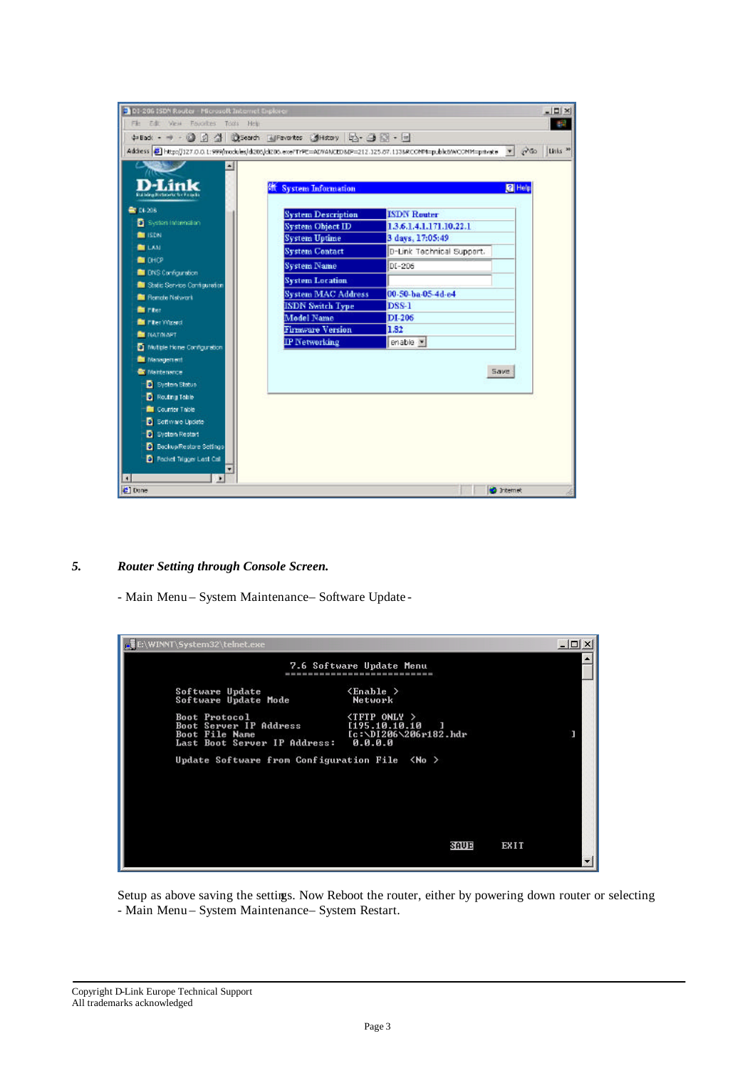## 5. *Router Setting through Console Screen.*

- Main Menu – System Maintenance– Software Update -

Setup as above saving the settings. Now Reboot the router, either by powering down router or selecting - Main Menu – System Maintenance– System Restart.

Copyright D-Link Europe Technical Support
All trademarks acknowledged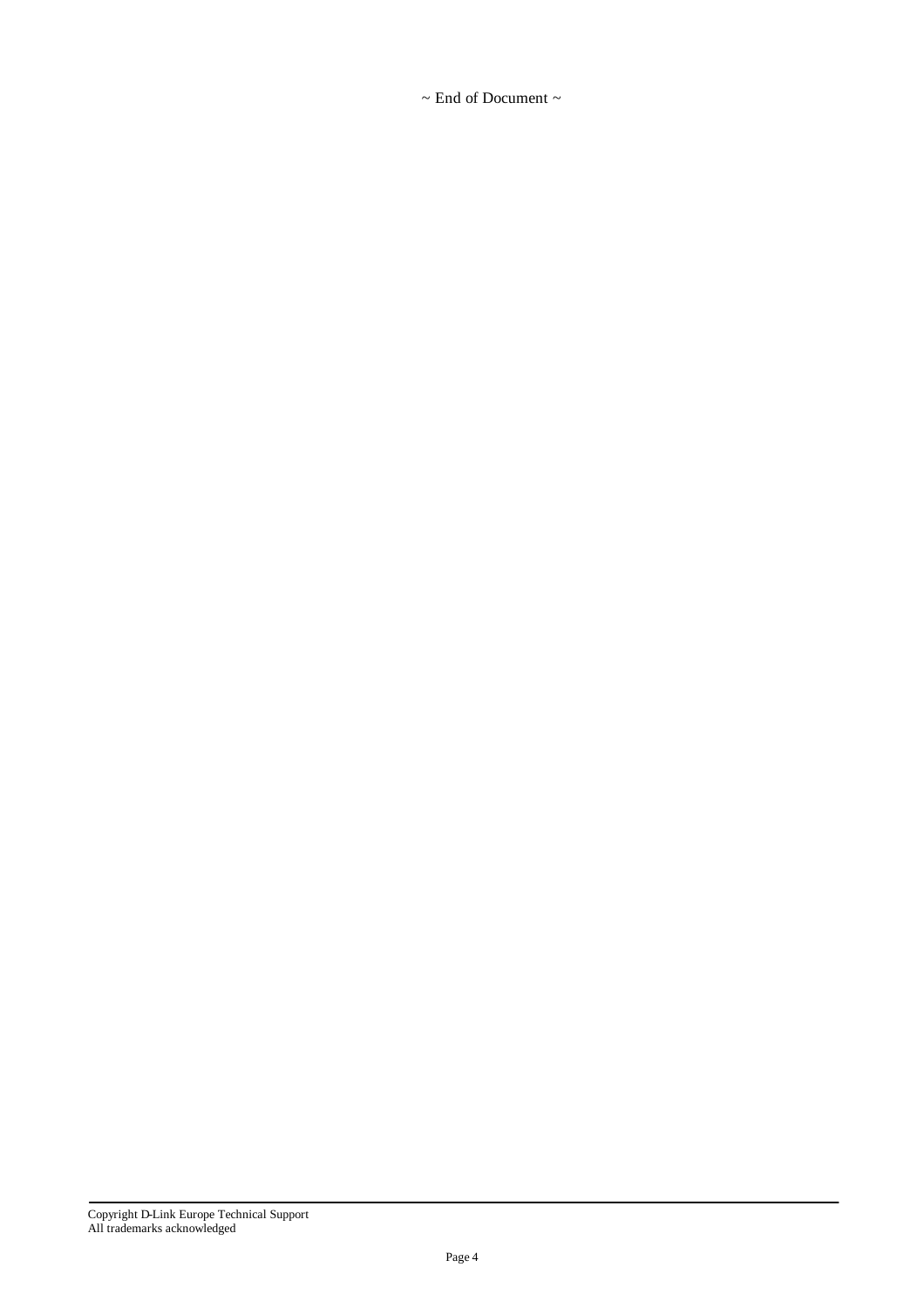~ End of Document ~